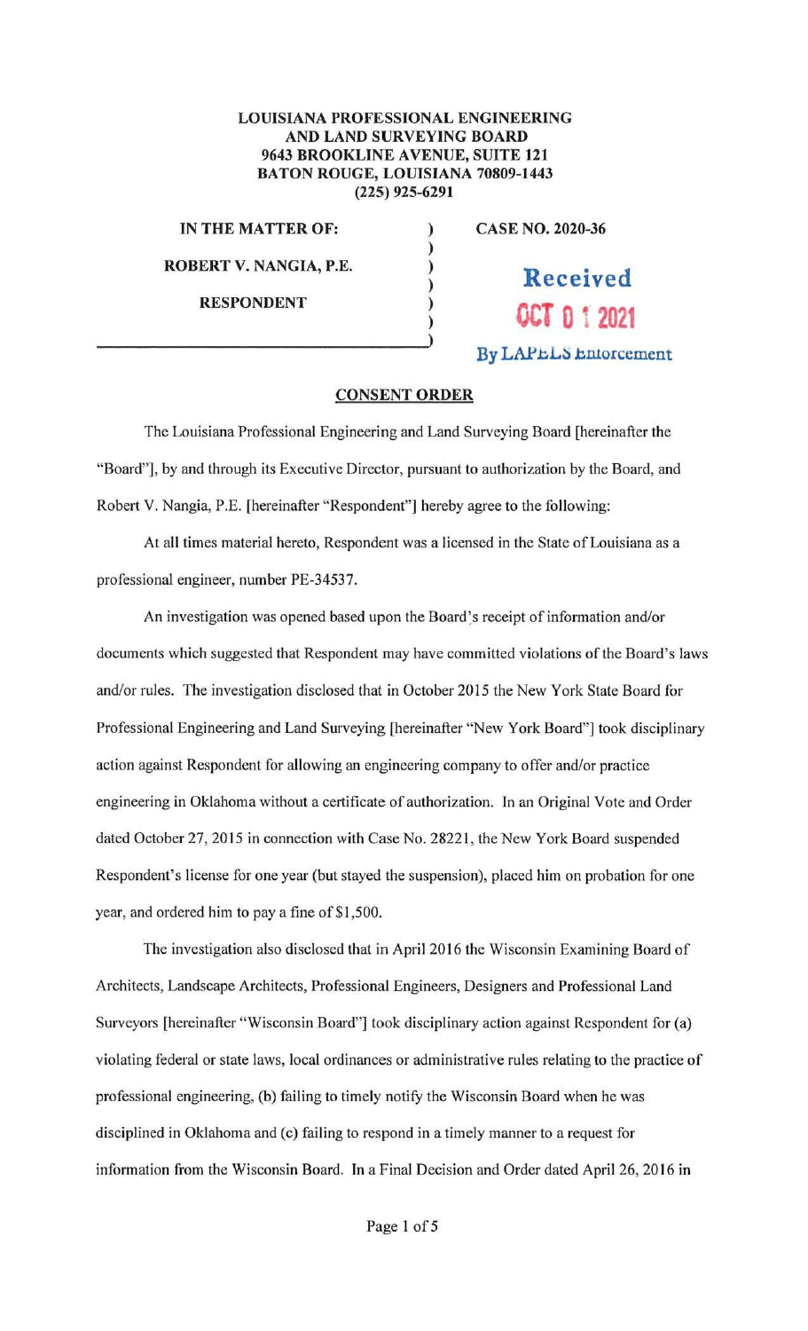**LOUISIANA PROFESSIONAL ENGINEERING AND LAND SURVEYING BOARD**
**9643 BROOKLINE AVENUE, SUITE 121**
**BATON ROUGE, LOUISIANA 70809-1443**
**(225) 925-6291**

| | |
|---|---|
| **IN THE MATTER OF:** | **CASE NO. 2020-36** |
| **ROBERT V. NANGIA, P.E.** | |
| **RESPONDENT** | |

Received
OCT 0 1 2021
By LAPELS Enforcement

**CONSENT ORDER**

The Louisiana Professional Engineering and Land Surveying Board [hereinafter the "Board"], by and through its Executive Director, pursuant to authorization by the Board, and Robert V. Nangia, P.E. [hereinafter "Respondent"] hereby agree to the following:

At all times material hereto, Respondent was a licensed in the State of Louisiana as a professional engineer, number PE-34537.

An investigation was opened based upon the Board's receipt of information and/or documents which suggested that Respondent may have committed violations of the Board's laws and/or rules. The investigation disclosed that in October 2015 the New York State Board for Professional Engineering and Land Surveying [hereinafter "New York Board"] took disciplinary action against Respondent for allowing an engineering company to offer and/or practice engineering in Oklahoma without a certificate of authorization. In an Original Vote and Order dated October 27, 2015 in connection with Case No. 28221, the New York Board suspended Respondent's license for one year (but stayed the suspension), placed him on probation for one year, and ordered him to pay a fine of $1,500.

The investigation also disclosed that in April 2016 the Wisconsin Examining Board of Architects, Landscape Architects, Professional Engineers, Designers and Professional Land Surveyors [hereinafter "Wisconsin Board"] took disciplinary action against Respondent for (a) violating federal or state laws, local ordinances or administrative rules relating to the practice of professional engineering, (b) failing to timely notify the Wisconsin Board when he was disciplined in Oklahoma and (c) failing to respond in a timely manner to a request for information from the Wisconsin Board. In a Final Decision and Order dated April 26, 2016 in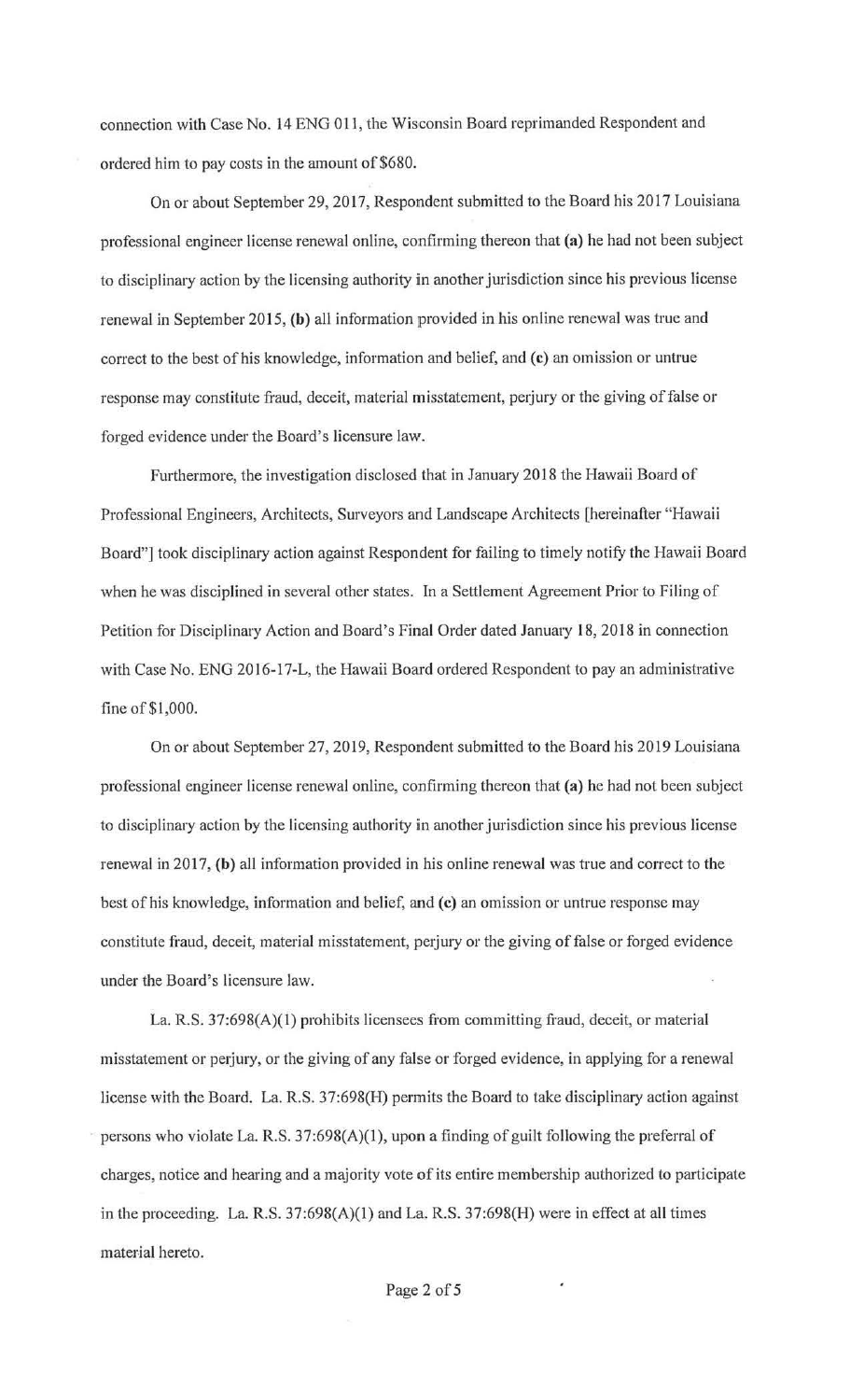connection with Case No. 14 ENG 011, the Wisconsin Board reprimanded Respondent and ordered him to pay costs in the amount of $680.

On or about September 29, 2017, Respondent submitted to the Board his 2017 Louisiana professional engineer license renewal online, confirming thereon that **(a)** he had not been subject to disciplinary action by the licensing authority in another jurisdiction since his previous license renewal in September 2015, **(b)** all information provided in his online renewal was true and correct to the best of his knowledge, information and belief, and **(c)** an omission or untrue response may constitute fraud, deceit, material misstatement, perjury or the giving of false or forged evidence under the Board's licensure law.

Furthermore, the investigation disclosed that in January 2018 the Hawaii Board of Professional Engineers, Architects, Surveyors and Landscape Architects [hereinafter "Hawaii Board"] took disciplinary action against Respondent for failing to timely notify the Hawaii Board when he was disciplined in several other states. In a Settlement Agreement Prior to Filing of Petition for Disciplinary Action and Board's Final Order dated January 18, 2018 in connection with Case No. ENG 2016-17-L, the Hawaii Board ordered Respondent to pay an administrative fine of $1,000.

On or about September 27, 2019, Respondent submitted to the Board his 2019 Louisiana professional engineer license renewal online, confirming thereon that **(a)** he had not been subject to disciplinary action by the licensing authority in another jurisdiction since his previous license renewal in 2017, **(b)** all information provided in his online renewal was true and correct to the best of his knowledge, information and belief, and **(c)** an omission or untrue response may constitute fraud, deceit, material misstatement, perjury or the giving of false or forged evidence under the Board's licensure law.

La. R.S. 37:698(A)(1) prohibits licensees from committing fraud, deceit, or material misstatement or perjury, or the giving of any false or forged evidence, in applying for a renewal license with the Board. La. R.S. 37:698(H) permits the Board to take disciplinary action against persons who violate La. R.S. 37:698(A)(1), upon a finding of guilt following the preferral of charges, notice and hearing and a majority vote of its entire membership authorized to participate in the proceeding. La. R.S. 37:698(A)(1) and La. R.S. 37:698(H) were in effect at all times material hereto.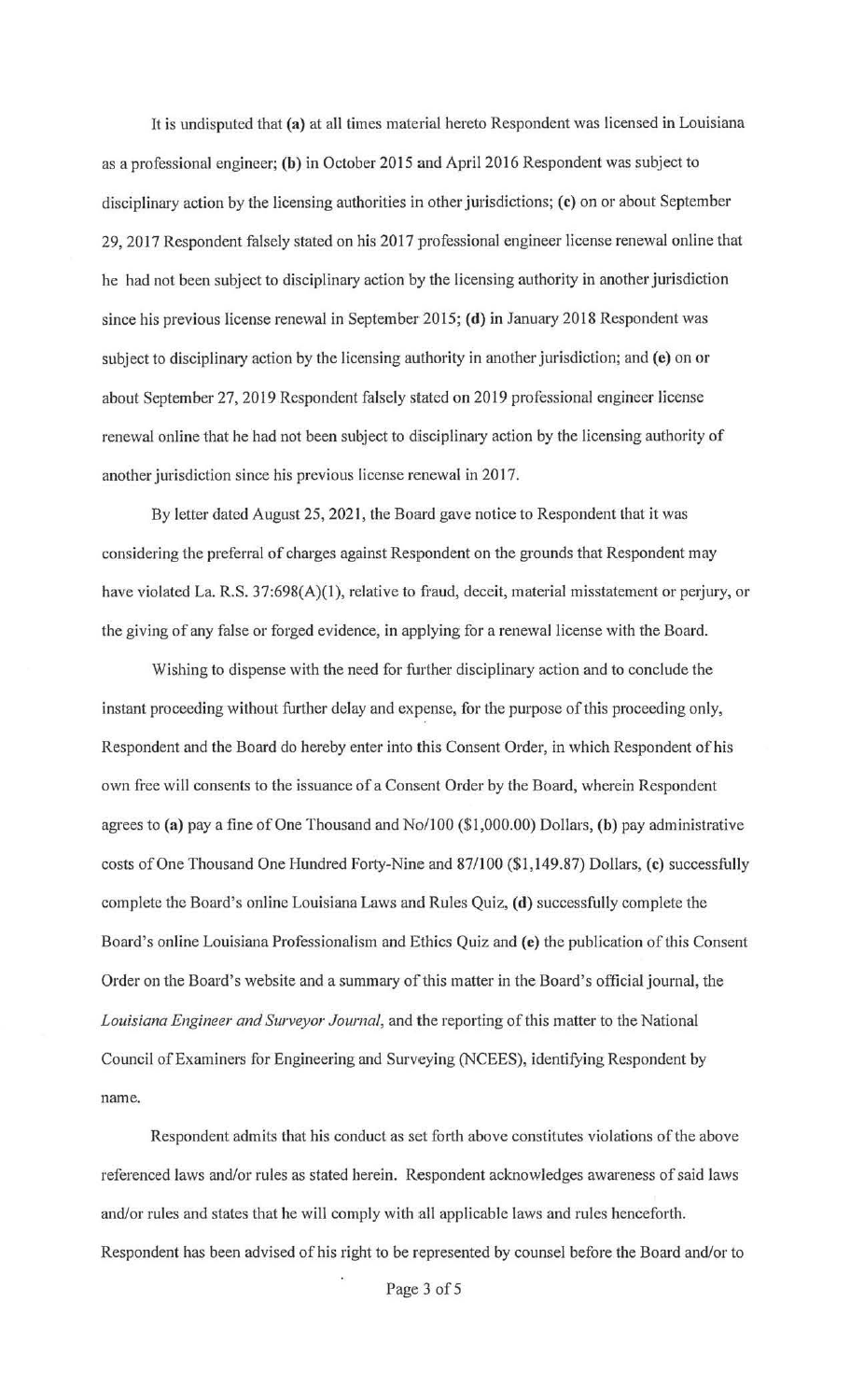It is undisputed that **(a)** at all times material hereto Respondent was licensed in Louisiana as a professional engineer; **(b)** in October 2015 and April 2016 Respondent was subject to disciplinary action by the licensing authorities in other jurisdictions; **(c)** on or about September 29, 2017 Respondent falsely stated on his 2017 professional engineer license renewal online that he had not been subject to disciplinary action by the licensing authority in another jurisdiction since his previous license renewal in September 2015; **(d)** in January 2018 Respondent was subject to disciplinary action by the licensing authority in another jurisdiction; and **(e)** on or about September 27, 2019 Respondent falsely stated on 2019 professional engineer license renewal online that he had not been subject to disciplinary action by the licensing authority of another jurisdiction since his previous license renewal in 2017.

By letter dated August 25, 2021, the Board gave notice to Respondent that it was considering the preferral of charges against Respondent on the grounds that Respondent may have violated La. R.S. 37:698(A)(1), relative to fraud, deceit, material misstatement or perjury, or the giving of any false or forged evidence, in applying for a renewal license with the Board.

Wishing to dispense with the need for further disciplinary action and to conclude the instant proceeding without further delay and expense, for the purpose of this proceeding only, Respondent and the Board do hereby enter into this Consent Order, in which Respondent of his own free will consents to the issuance of a Consent Order by the Board, wherein Respondent agrees to **(a)** pay a fine of One Thousand and No/100 ($1,000.00) Dollars, **(b)** pay administrative costs of One Thousand One Hundred Forty-Nine and 87/100 ($1,149.87) Dollars, **(c)** successfully complete the Board's online Louisiana Laws and Rules Quiz, **(d)** successfully complete the Board's online Louisiana Professionalism and Ethics Quiz and **(e)** the publication of this Consent Order on the Board's website and a summary of this matter in the Board's official journal, the *Louisiana Engineer and Surveyor Journal*, and the reporting of this matter to the National Council of Examiners for Engineering and Surveying (NCEES), identifying Respondent by name.

Respondent admits that his conduct as set forth above constitutes violations of the above referenced laws and/or rules as stated herein. Respondent acknowledges awareness of said laws and/or rules and states that he will comply with all applicable laws and rules henceforth. Respondent has been advised of his right to be represented by counsel before the Board and/or to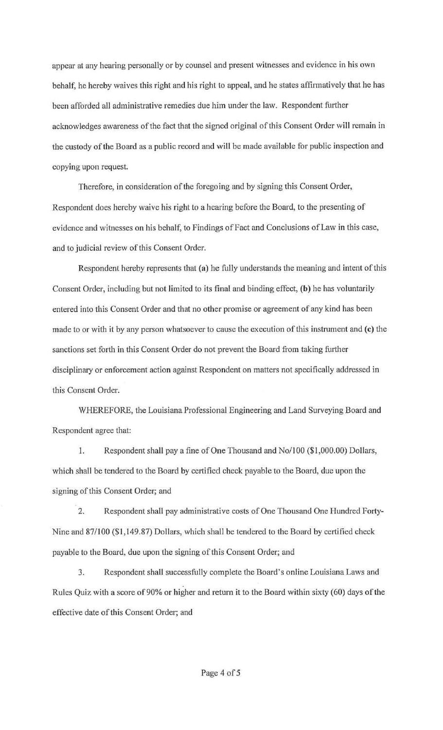appear at any hearing personally or by counsel and present witnesses and evidence in his own behalf, he hereby waives this right and his right to appeal, and he states affirmatively that he has been afforded all administrative remedies due him under the law. Respondent further acknowledges awareness of the fact that the signed original of this Consent Order will remain in the custody of the Board as a public record and will be made available for public inspection and copying upon request.

Therefore, in consideration of the foregoing and by signing this Consent Order, Respondent does hereby waive his right to a hearing before the Board, to the presenting of evidence and witnesses on his behalf, to Findings of Fact and Conclusions of Law in this case, and to judicial review of this Consent Order.

Respondent hereby represents that **(a)** he fully understands the meaning and intent of this Consent Order, including but not limited to its final and binding effect, **(b)** he has voluntarily entered into this Consent Order and that no other promise or agreement of any kind has been made to or with it by any person whatsoever to cause the execution of this instrument and **(c)** the sanctions set forth in this Consent Order do not prevent the Board from taking further disciplinary or enforcement action against Respondent on matters not specifically addressed in this Consent Order.

WHEREFORE, the Louisiana Professional Engineering and Land Surveying Board and Respondent agree that:

1. Respondent shall pay a fine of One Thousand and No/100 ($1,000.00) Dollars, which shall be tendered to the Board by certified check payable to the Board, due upon the signing of this Consent Order; and

2. Respondent shall pay administrative costs of One Thousand One Hundred Forty-Nine and 87/100 ($1,149.87) Dollars, which shall be tendered to the Board by certified check payable to the Board, due upon the signing of this Consent Order; and

3. Respondent shall successfully complete the Board's online Louisiana Laws and Rules Quiz with a score of 90% or higher and return it to the Board within sixty (60) days of the effective date of this Consent Order; and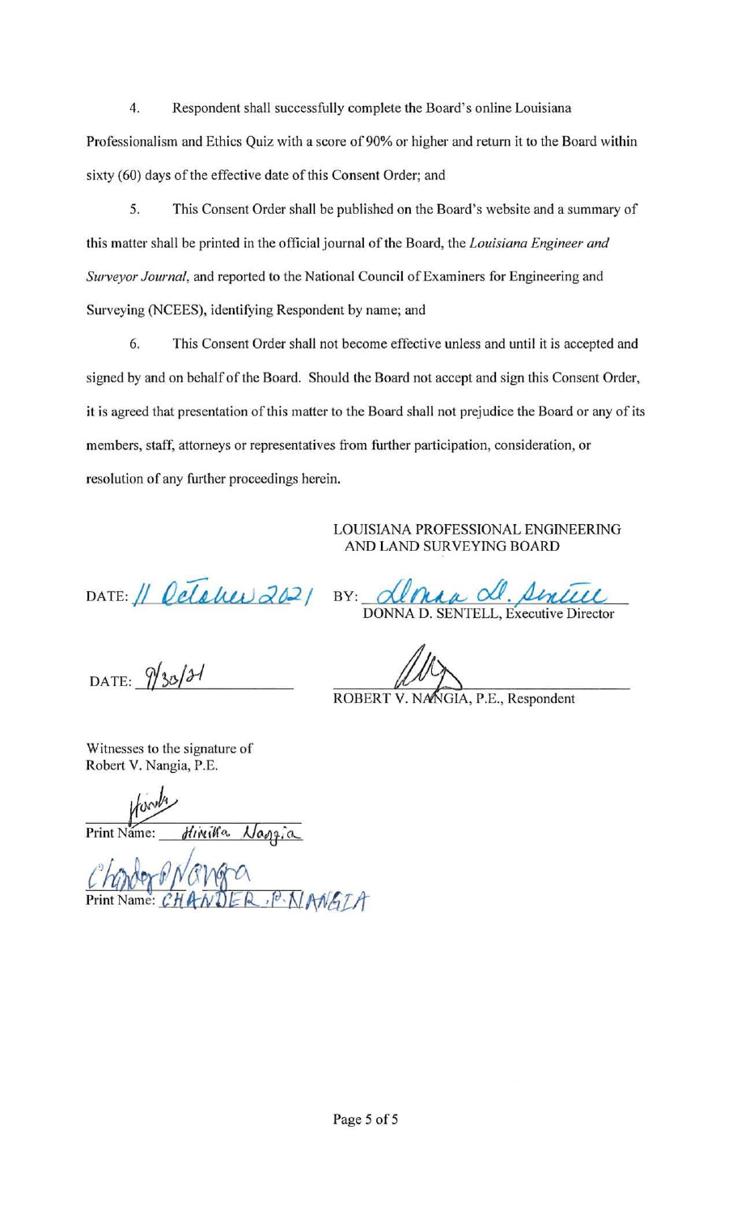4. Respondent shall successfully complete the Board's online Louisiana Professionalism and Ethics Quiz with a score of 90% or higher and return it to the Board within sixty (60) days of the effective date of this Consent Order; and

5. This Consent Order shall be published on the Board's website and a summary of this matter shall be printed in the official journal of the Board, the *Louisiana Engineer and Surveyor Journal*, and reported to the National Council of Examiners for Engineering and Surveying (NCEES), identifying Respondent by name; and

6. This Consent Order shall not become effective unless and until it is accepted and signed by and on behalf of the Board. Should the Board not accept and sign this Consent Order, it is agreed that presentation of this matter to the Board shall not prejudice the Board or any of its members, staff, attorneys or representatives from further participation, consideration, or resolution of any further proceedings herein.

LOUISIANA PROFESSIONAL ENGINEERING AND LAND SURVEYING BOARD

DATE: 11 October 2021 BY: Donna D. Sentell
DONNA D. SENTELL, Executive Director

DATE: 9/30/21
ROBERT V. NANGIA, P.E., Respondent

Witnesses to the signature of Robert V. Nangia, P.E.

Print Name: Hinika Nangia

Print Name: CHANDER P. NANGIA